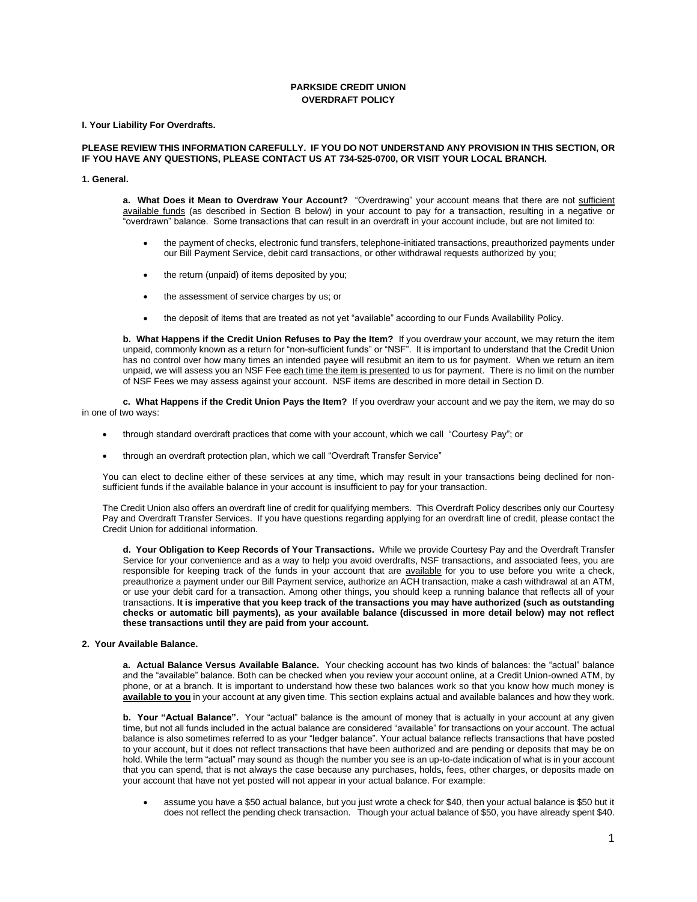# PARKSIDE CREDIT UNION
# OVERDRAFT POLICY

**I. Your Liability For Overdrafts.**

**PLEASE REVIEW THIS INFORMATION CAREFULLY. IF YOU DO NOT UNDERSTAND ANY PROVISION IN THIS SECTION, OR IF YOU HAVE ANY QUESTIONS, PLEASE CONTACT US AT 734-525-0700, OR VISIT YOUR LOCAL BRANCH.**

**1. General.**

**a. What Does it Mean to Overdraw Your Account?** "Overdrawing" your account means that there are not sufficient available funds (as described in Section B below) in your account to pay for a transaction, resulting in a negative or "overdrawn" balance. Some transactions that can result in an overdraft in your account include, but are not limited to:

- the payment of checks, electronic fund transfers, telephone-initiated transactions, preauthorized payments under our Bill Payment Service, debit card transactions, or other withdrawal requests authorized by you;
- the return (unpaid) of items deposited by you;
- the assessment of service charges by us; or
- the deposit of items that are treated as not yet "available" according to our Funds Availability Policy.

**b. What Happens if the Credit Union Refuses to Pay the Item?** If you overdraw your account, we may return the item unpaid, commonly known as a return for "non-sufficient funds" or "NSF". It is important to understand that the Credit Union has no control over how many times an intended payee will resubmit an item to us for payment. When we return an item unpaid, we will assess you an NSF Fee each time the item is presented to us for payment. There is no limit on the number of NSF Fees we may assess against your account. NSF items are described in more detail in Section D.

**c. What Happens if the Credit Union Pays the Item?** If you overdraw your account and we pay the item, we may do so in one of two ways:

- through standard overdraft practices that come with your account, which we call "Courtesy Pay"; or
- through an overdraft protection plan, which we call "Overdraft Transfer Service"

You can elect to decline either of these services at any time, which may result in your transactions being declined for non-sufficient funds if the available balance in your account is insufficient to pay for your transaction.

The Credit Union also offers an overdraft line of credit for qualifying members. This Overdraft Policy describes only our Courtesy Pay and Overdraft Transfer Services. If you have questions regarding applying for an overdraft line of credit, please contact the Credit Union for additional information.

**d. Your Obligation to Keep Records of Your Transactions.** While we provide Courtesy Pay and the Overdraft Transfer Service for your convenience and as a way to help you avoid overdrafts, NSF transactions, and associated fees, you are responsible for keeping track of the funds in your account that are available for you to use before you write a check, preauthorize a payment under our Bill Payment service, authorize an ACH transaction, make a cash withdrawal at an ATM, or use your debit card for a transaction. Among other things, you should keep a running balance that reflects all of your transactions. **It is imperative that you keep track of the transactions you may have authorized (such as outstanding checks or automatic bill payments), as your available balance (discussed in more detail below) may not reflect these transactions until they are paid from your account.**

**2. Your Available Balance.**

**a. Actual Balance Versus Available Balance.** Your checking account has two kinds of balances: the "actual" balance and the "available" balance. Both can be checked when you review your account online, at a Credit Union-owned ATM, by phone, or at a branch. It is important to understand how these two balances work so that you know how much money is **available to you** in your account at any given time. This section explains actual and available balances and how they work.

**b. Your "Actual Balance".** Your "actual" balance is the amount of money that is actually in your account at any given time, but not all funds included in the actual balance are considered "available" for transactions on your account. The actual balance is also sometimes referred to as your "ledger balance". Your actual balance reflects transactions that have posted to your account, but it does not reflect transactions that have been authorized and are pending or deposits that may be on hold. While the term "actual" may sound as though the number you see is an up-to-date indication of what is in your account that you can spend, that is not always the case because any purchases, holds, fees, other charges, or deposits made on your account that have not yet posted will not appear in your actual balance. For example:

- assume you have a $50 actual balance, but you just wrote a check for $40, then your actual balance is $50 but it does not reflect the pending check transaction. Though your actual balance of $50, you have already spent $40.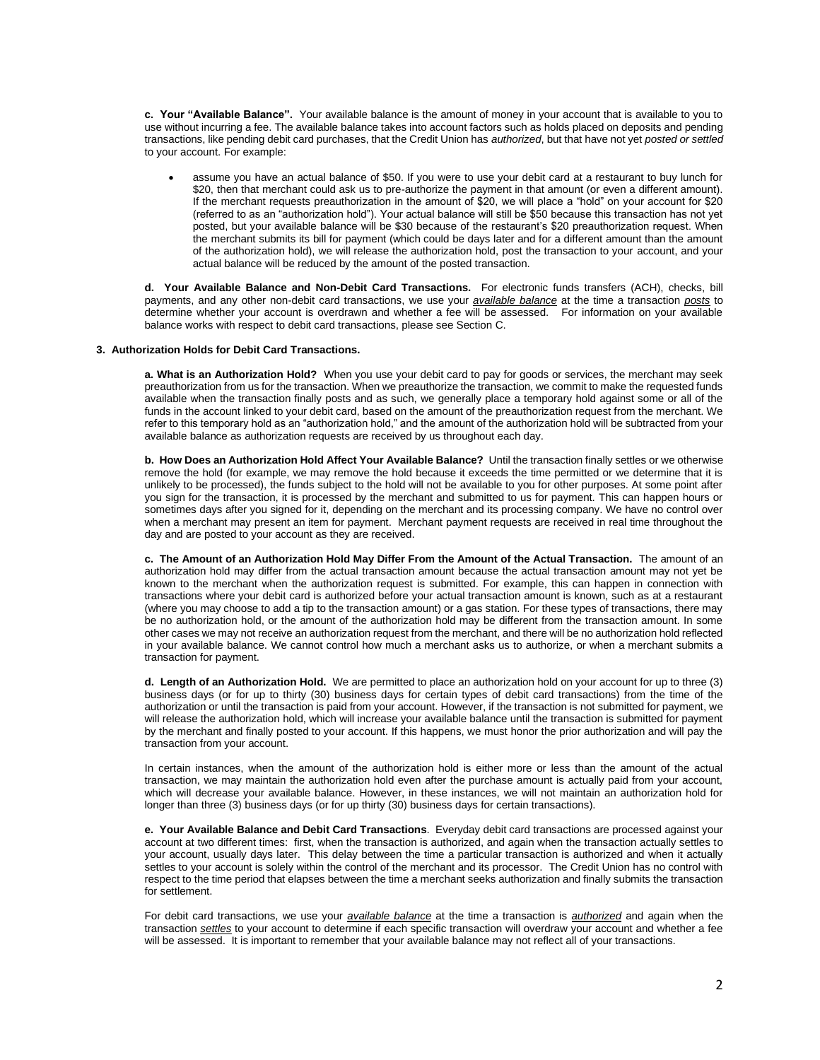**c. Your "Available Balance".** Your available balance is the amount of money in your account that is available to you to use without incurring a fee. The available balance takes into account factors such as holds placed on deposits and pending transactions, like pending debit card purchases, that the Credit Union has *authorized*, but that have not yet *posted or settled* to your account. For example:

- assume you have an actual balance of $50. If you were to use your debit card at a restaurant to buy lunch for $20, then that merchant could ask us to pre-authorize the payment in that amount (or even a different amount). If the merchant requests preauthorization in the amount of $20, we will place a "hold" on your account for $20 (referred to as an "authorization hold"). Your actual balance will still be $50 because this transaction has not yet posted, but your available balance will be $30 because of the restaurant's $20 preauthorization request. When the merchant submits its bill for payment (which could be days later and for a different amount than the amount of the authorization hold), we will release the authorization hold, post the transaction to your account, and your actual balance will be reduced by the amount of the posted transaction.

**d. Your Available Balance and Non-Debit Card Transactions.** For electronic funds transfers (ACH), checks, bill payments, and any other non-debit card transactions, we use your ***available balance*** at the time a transaction ***posts*** to determine whether your account is overdrawn and whether a fee will be assessed. For information on your available balance works with respect to debit card transactions, please see Section C.

### 3. Authorization Holds for Debit Card Transactions.

**a. What is an Authorization Hold?** When you use your debit card to pay for goods or services, the merchant may seek preauthorization from us for the transaction. When we preauthorize the transaction, we commit to make the requested funds available when the transaction finally posts and as such, we generally place a temporary hold against some or all of the funds in the account linked to your debit card, based on the amount of the preauthorization request from the merchant. We refer to this temporary hold as an "authorization hold," and the amount of the authorization hold will be subtracted from your available balance as authorization requests are received by us throughout each day.

**b. How Does an Authorization Hold Affect Your Available Balance?** Until the transaction finally settles or we otherwise remove the hold (for example, we may remove the hold because it exceeds the time permitted or we determine that it is unlikely to be processed), the funds subject to the hold will not be available to you for other purposes. At some point after you sign for the transaction, it is processed by the merchant and submitted to us for payment. This can happen hours or sometimes days after you signed for it, depending on the merchant and its processing company. We have no control over when a merchant may present an item for payment. Merchant payment requests are received in real time throughout the day and are posted to your account as they are received.

**c. The Amount of an Authorization Hold May Differ From the Amount of the Actual Transaction.** The amount of an authorization hold may differ from the actual transaction amount because the actual transaction amount may not yet be known to the merchant when the authorization request is submitted. For example, this can happen in connection with transactions where your debit card is authorized before your actual transaction amount is known, such as at a restaurant (where you may choose to add a tip to the transaction amount) or a gas station. For these types of transactions, there may be no authorization hold, or the amount of the authorization hold may be different from the transaction amount. In some other cases we may not receive an authorization request from the merchant, and there will be no authorization hold reflected in your available balance. We cannot control how much a merchant asks us to authorize, or when a merchant submits a transaction for payment.

**d. Length of an Authorization Hold.** We are permitted to place an authorization hold on your account for up to three (3) business days (or for up to thirty (30) business days for certain types of debit card transactions) from the time of the authorization or until the transaction is paid from your account. However, if the transaction is not submitted for payment, we will release the authorization hold, which will increase your available balance until the transaction is submitted for payment by the merchant and finally posted to your account. If this happens, we must honor the prior authorization and will pay the transaction from your account.

In certain instances, when the amount of the authorization hold is either more or less than the amount of the actual transaction, we may maintain the authorization hold even after the purchase amount is actually paid from your account, which will decrease your available balance. However, in these instances, we will not maintain an authorization hold for longer than three (3) business days (or for up thirty (30) business days for certain transactions).

**e. Your Available Balance and Debit Card Transactions**. Everyday debit card transactions are processed against your account at two different times: first, when the transaction is authorized, and again when the transaction actually settles to your account, usually days later. This delay between the time a particular transaction is authorized and when it actually settles to your account is solely within the control of the merchant and its processor. The Credit Union has no control with respect to the time period that elapses between the time a merchant seeks authorization and finally submits the transaction for settlement.

For debit card transactions, we use your ***available balance*** at the time a transaction is ***authorized*** and again when the transaction ***settles*** to your account to determine if each specific transaction will overdraw your account and whether a fee will be assessed. It is important to remember that your available balance may not reflect all of your transactions.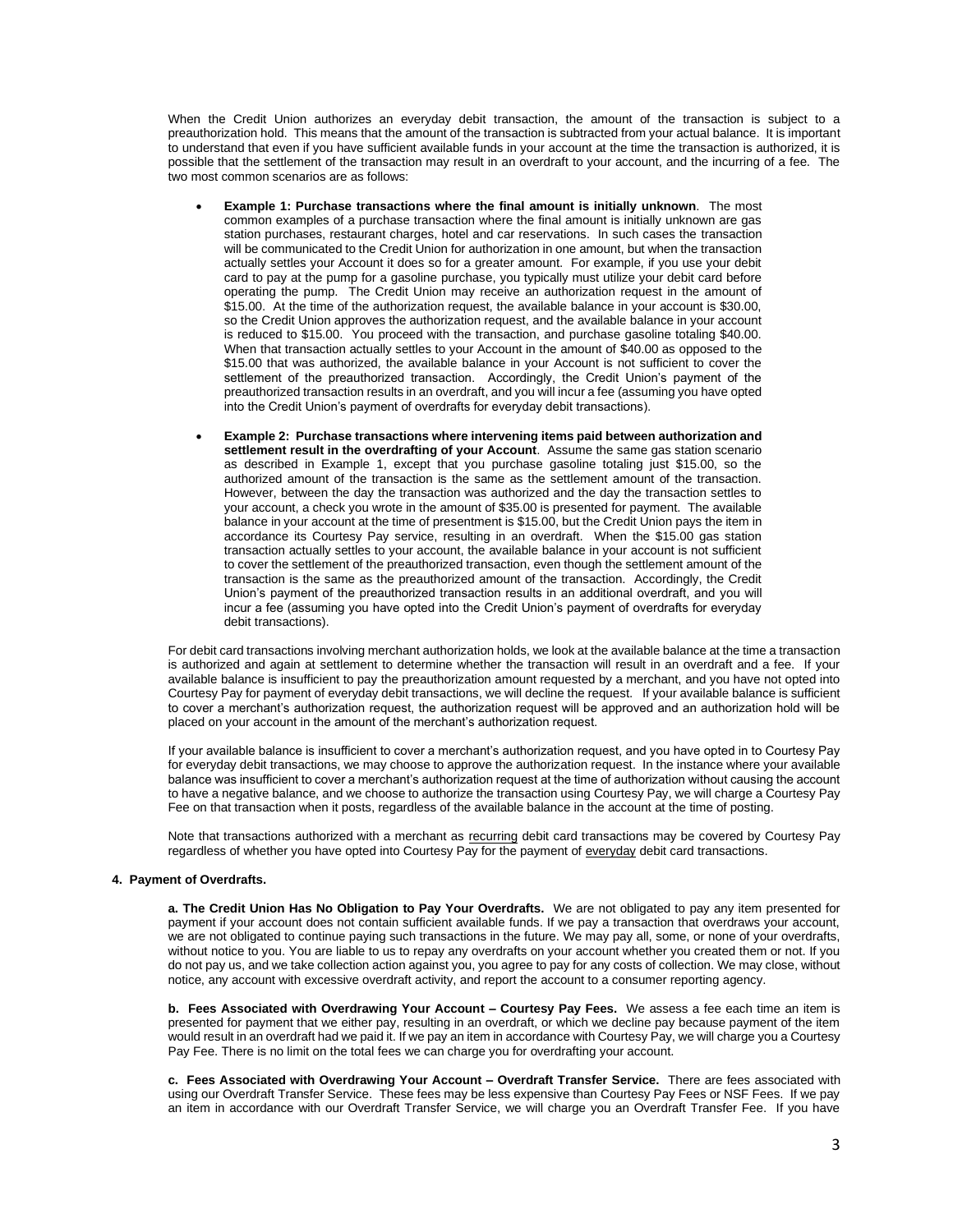When the Credit Union authorizes an everyday debit transaction, the amount of the transaction is subject to a preauthorization hold. This means that the amount of the transaction is subtracted from your actual balance. It is important to understand that even if you have sufficient available funds in your account at the time the transaction is authorized, it is possible that the settlement of the transaction may result in an overdraft to your account, and the incurring of a fee. The two most common scenarios are as follows:

- **Example 1: Purchase transactions where the final amount is initially unknown**. The most common examples of a purchase transaction where the final amount is initially unknown are gas station purchases, restaurant charges, hotel and car reservations. In such cases the transaction will be communicated to the Credit Union for authorization in one amount, but when the transaction actually settles your Account it does so for a greater amount. For example, if you use your debit card to pay at the pump for a gasoline purchase, you typically must utilize your debit card before operating the pump. The Credit Union may receive an authorization request in the amount of $15.00. At the time of the authorization request, the available balance in your account is $30.00, so the Credit Union approves the authorization request, and the available balance in your account is reduced to $15.00. You proceed with the transaction, and purchase gasoline totaling $40.00. When that transaction actually settles to your Account in the amount of $40.00 as opposed to the $15.00 that was authorized, the available balance in your Account is not sufficient to cover the settlement of the preauthorized transaction. Accordingly, the Credit Union's payment of the preauthorized transaction results in an overdraft, and you will incur a fee (assuming you have opted into the Credit Union's payment of overdrafts for everyday debit transactions).

- **Example 2: Purchase transactions where intervening items paid between authorization and settlement result in the overdrafting of your Account**. Assume the same gas station scenario as described in Example 1, except that you purchase gasoline totaling just $15.00, so the authorized amount of the transaction is the same as the settlement amount of the transaction. However, between the day the transaction was authorized and the day the transaction settles to your account, a check you wrote in the amount of $35.00 is presented for payment. The available balance in your account at the time of presentment is $15.00, but the Credit Union pays the item in accordance its Courtesy Pay service, resulting in an overdraft. When the $15.00 gas station transaction actually settles to your account, the available balance in your account is not sufficient to cover the settlement of the preauthorized transaction, even though the settlement amount of the transaction is the same as the preauthorized amount of the transaction. Accordingly, the Credit Union's payment of the preauthorized transaction results in an additional overdraft, and you will incur a fee (assuming you have opted into the Credit Union's payment of overdrafts for everyday debit transactions).

For debit card transactions involving merchant authorization holds, we look at the available balance at the time a transaction is authorized and again at settlement to determine whether the transaction will result in an overdraft and a fee. If your available balance is insufficient to pay the preauthorization amount requested by a merchant, and you have not opted into Courtesy Pay for payment of everyday debit transactions, we will decline the request. If your available balance is sufficient to cover a merchant's authorization request, the authorization request will be approved and an authorization hold will be placed on your account in the amount of the merchant's authorization request.

If your available balance is insufficient to cover a merchant's authorization request, and you have opted in to Courtesy Pay for everyday debit transactions, we may choose to approve the authorization request. In the instance where your available balance was insufficient to cover a merchant's authorization request at the time of authorization without causing the account to have a negative balance, and we choose to authorize the transaction using Courtesy Pay, we will charge a Courtesy Pay Fee on that transaction when it posts, regardless of the available balance in the account at the time of posting.

Note that transactions authorized with a merchant as recurring debit card transactions may be covered by Courtesy Pay regardless of whether you have opted into Courtesy Pay for the payment of everyday debit card transactions.

**4. Payment of Overdrafts.**

**a. The Credit Union Has No Obligation to Pay Your Overdrafts.** We are not obligated to pay any item presented for payment if your account does not contain sufficient available funds. If we pay a transaction that overdraws your account, we are not obligated to continue paying such transactions in the future. We may pay all, some, or none of your overdrafts, without notice to you. You are liable to us to repay any overdrafts on your account whether you created them or not. If you do not pay us, and we take collection action against you, you agree to pay for any costs of collection. We may close, without notice, any account with excessive overdraft activity, and report the account to a consumer reporting agency.

**b. Fees Associated with Overdrawing Your Account – Courtesy Pay Fees.** We assess a fee each time an item is presented for payment that we either pay, resulting in an overdraft, or which we decline pay because payment of the item would result in an overdraft had we paid it. If we pay an item in accordance with Courtesy Pay, we will charge you a Courtesy Pay Fee. There is no limit on the total fees we can charge you for overdrafting your account.

**c. Fees Associated with Overdrawing Your Account – Overdraft Transfer Service.** There are fees associated with using our Overdraft Transfer Service. These fees may be less expensive than Courtesy Pay Fees or NSF Fees. If we pay an item in accordance with our Overdraft Transfer Service, we will charge you an Overdraft Transfer Fee. If you have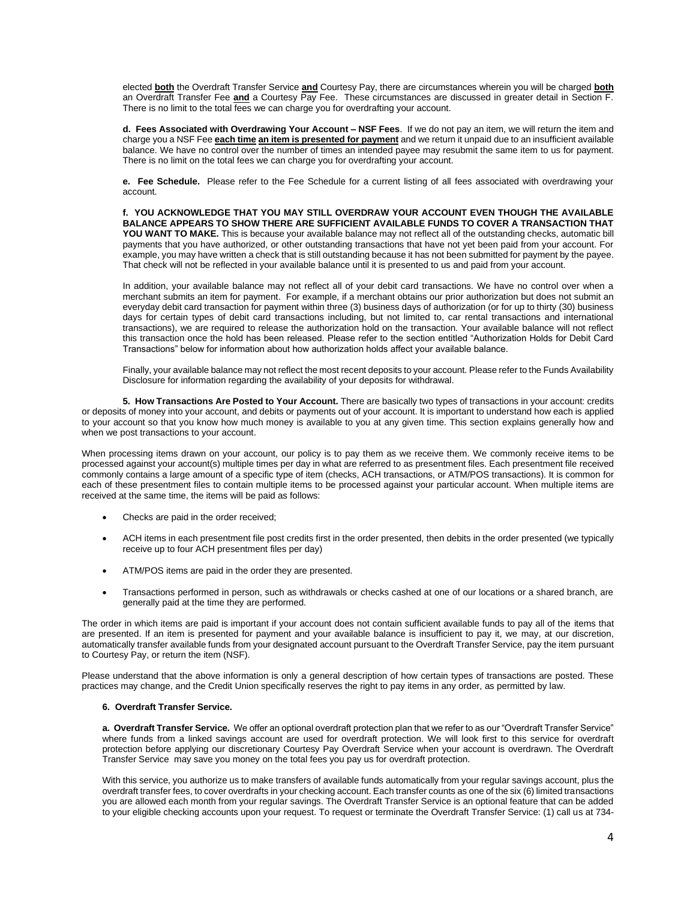elected **both** the Overdraft Transfer Service **and** Courtesy Pay, there are circumstances wherein you will be charged **both** an Overdraft Transfer Fee **and** a Courtesy Pay Fee. These circumstances are discussed in greater detail in Section F. There is no limit to the total fees we can charge you for overdrafting your account.

**d. Fees Associated with Overdrawing Your Account – NSF Fees**. If we do not pay an item, we will return the item and charge you a NSF Fee **each time an item is presented for payment** and we return it unpaid due to an insufficient available balance. We have no control over the number of times an intended payee may resubmit the same item to us for payment. There is no limit on the total fees we can charge you for overdrafting your account.

**e. Fee Schedule.** Please refer to the Fee Schedule for a current listing of all fees associated with overdrawing your account.

**f. YOU ACKNOWLEDGE THAT YOU MAY STILL OVERDRAW YOUR ACCOUNT EVEN THOUGH THE AVAILABLE BALANCE APPEARS TO SHOW THERE ARE SUFFICIENT AVAILABLE FUNDS TO COVER A TRANSACTION THAT YOU WANT TO MAKE.** This is because your available balance may not reflect all of the outstanding checks, automatic bill payments that you have authorized, or other outstanding transactions that have not yet been paid from your account. For example, you may have written a check that is still outstanding because it has not been submitted for payment by the payee. That check will not be reflected in your available balance until it is presented to us and paid from your account.

In addition, your available balance may not reflect all of your debit card transactions. We have no control over when a merchant submits an item for payment. For example, if a merchant obtains our prior authorization but does not submit an everyday debit card transaction for payment within three (3) business days of authorization (or for up to thirty (30) business days for certain types of debit card transactions including, but not limited to, car rental transactions and international transactions), we are required to release the authorization hold on the transaction. Your available balance will not reflect this transaction once the hold has been released. Please refer to the section entitled "Authorization Holds for Debit Card Transactions" below for information about how authorization holds affect your available balance.

Finally, your available balance may not reflect the most recent deposits to your account. Please refer to the Funds Availability Disclosure for information regarding the availability of your deposits for withdrawal.

**5. How Transactions Are Posted to Your Account.** There are basically two types of transactions in your account: credits or deposits of money into your account, and debits or payments out of your account. It is important to understand how each is applied to your account so that you know how much money is available to you at any given time. This section explains generally how and when we post transactions to your account.

When processing items drawn on your account, our policy is to pay them as we receive them. We commonly receive items to be processed against your account(s) multiple times per day in what are referred to as presentment files. Each presentment file received commonly contains a large amount of a specific type of item (checks, ACH transactions, or ATM/POS transactions). It is common for each of these presentment files to contain multiple items to be processed against your particular account. When multiple items are received at the same time, the items will be paid as follows:

- Checks are paid in the order received;
- ACH items in each presentment file post credits first in the order presented, then debits in the order presented (we typically receive up to four ACH presentment files per day)
- ATM/POS items are paid in the order they are presented.
- Transactions performed in person, such as withdrawals or checks cashed at one of our locations or a shared branch, are generally paid at the time they are performed.

The order in which items are paid is important if your account does not contain sufficient available funds to pay all of the items that are presented. If an item is presented for payment and your available balance is insufficient to pay it, we may, at our discretion, automatically transfer available funds from your designated account pursuant to the Overdraft Transfer Service, pay the item pursuant to Courtesy Pay, or return the item (NSF).

Please understand that the above information is only a general description of how certain types of transactions are posted. These practices may change, and the Credit Union specifically reserves the right to pay items in any order, as permitted by law.

**6. Overdraft Transfer Service.**

**a. Overdraft Transfer Service.** We offer an optional overdraft protection plan that we refer to as our "Overdraft Transfer Service" where funds from a linked savings account are used for overdraft protection. We will look first to this service for overdraft protection before applying our discretionary Courtesy Pay Overdraft Service when your account is overdrawn. The Overdraft Transfer Service may save you money on the total fees you pay us for overdraft protection.

With this service, you authorize us to make transfers of available funds automatically from your regular savings account, plus the overdraft transfer fees, to cover overdrafts in your checking account. Each transfer counts as one of the six (6) limited transactions you are allowed each month from your regular savings. The Overdraft Transfer Service is an optional feature that can be added to your eligible checking accounts upon your request. To request or terminate the Overdraft Transfer Service: (1) call us at 734-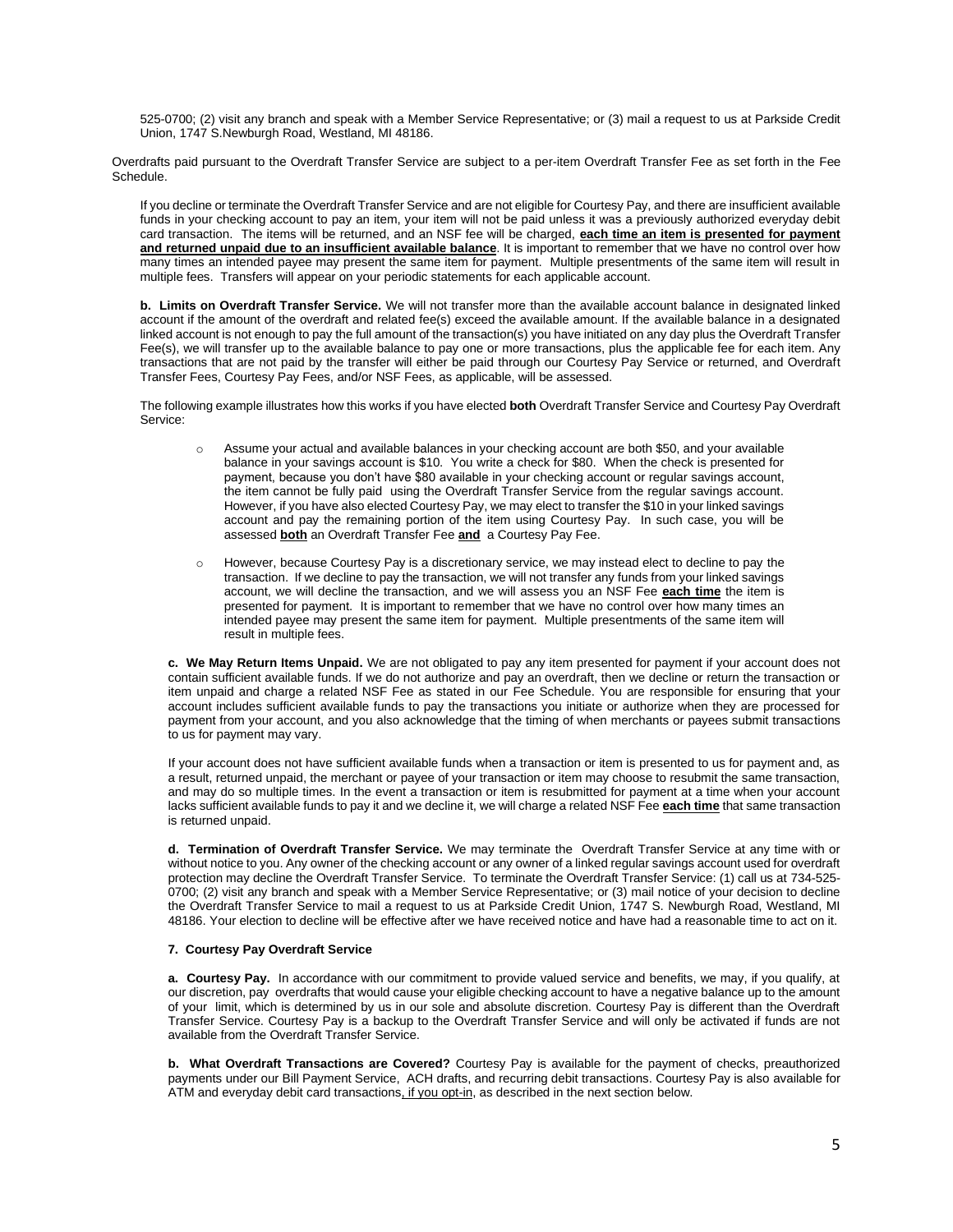525-0700; (2) visit any branch and speak with a Member Service Representative; or (3) mail a request to us at Parkside Credit Union, 1747 S.Newburgh Road, Westland, MI 48186.

Overdrafts paid pursuant to the Overdraft Transfer Service are subject to a per-item Overdraft Transfer Fee as set forth in the Fee Schedule.

If you decline or terminate the Overdraft Transfer Service and are not eligible for Courtesy Pay, and there are insufficient available funds in your checking account to pay an item, your item will not be paid unless it was a previously authorized everyday debit card transaction. The items will be returned, and an NSF fee will be charged, **each time an item is presented for payment and returned unpaid due to an insufficient available balance**. It is important to remember that we have no control over how many times an intended payee may present the same item for payment. Multiple presentments of the same item will result in multiple fees. Transfers will appear on your periodic statements for each applicable account.

**b. Limits on Overdraft Transfer Service.** We will not transfer more than the available account balance in designated linked account if the amount of the overdraft and related fee(s) exceed the available amount. If the available balance in a designated linked account is not enough to pay the full amount of the transaction(s) you have initiated on any day plus the Overdraft Transfer Fee(s), we will transfer up to the available balance to pay one or more transactions, plus the applicable fee for each item. Any transactions that are not paid by the transfer will either be paid through our Courtesy Pay Service or returned, and Overdraft Transfer Fees, Courtesy Pay Fees, and/or NSF Fees, as applicable, will be assessed.

The following example illustrates how this works if you have elected **both** Overdraft Transfer Service and Courtesy Pay Overdraft Service:

- Assume your actual and available balances in your checking account are both $50, and your available balance in your savings account is $10. You write a check for $80. When the check is presented for payment, because you don't have $80 available in your checking account or regular savings account, the item cannot be fully paid using the Overdraft Transfer Service from the regular savings account. However, if you have also elected Courtesy Pay, we may elect to transfer the $10 in your linked savings account and pay the remaining portion of the item using Courtesy Pay. In such case, you will be assessed **both** an Overdraft Transfer Fee **and** a Courtesy Pay Fee.

- However, because Courtesy Pay is a discretionary service, we may instead elect to decline to pay the transaction. If we decline to pay the transaction, we will not transfer any funds from your linked savings account, we will decline the transaction, and we will assess you an NSF Fee **each time** the item is presented for payment. It is important to remember that we have no control over how many times an intended payee may present the same item for payment. Multiple presentments of the same item will result in multiple fees.

**c. We May Return Items Unpaid.** We are not obligated to pay any item presented for payment if your account does not contain sufficient available funds. If we do not authorize and pay an overdraft, then we decline or return the transaction or item unpaid and charge a related NSF Fee as stated in our Fee Schedule. You are responsible for ensuring that your account includes sufficient available funds to pay the transactions you initiate or authorize when they are processed for payment from your account, and you also acknowledge that the timing of when merchants or payees submit transactions to us for payment may vary.

If your account does not have sufficient available funds when a transaction or item is presented to us for payment and, as a result, returned unpaid, the merchant or payee of your transaction or item may choose to resubmit the same transaction, and may do so multiple times. In the event a transaction or item is resubmitted for payment at a time when your account lacks sufficient available funds to pay it and we decline it, we will charge a related NSF Fee **each time** that same transaction is returned unpaid.

**d. Termination of Overdraft Transfer Service.** We may terminate the Overdraft Transfer Service at any time with or without notice to you. Any owner of the checking account or any owner of a linked regular savings account used for overdraft protection may decline the Overdraft Transfer Service. To terminate the Overdraft Transfer Service: (1) call us at 734-525-0700; (2) visit any branch and speak with a Member Service Representative; or (3) mail notice of your decision to decline the Overdraft Transfer Service to mail a request to us at Parkside Credit Union, 1747 S. Newburgh Road, Westland, MI 48186. Your election to decline will be effective after we have received notice and have had a reasonable time to act on it.

**7. Courtesy Pay Overdraft Service**

**a. Courtesy Pay.** In accordance with our commitment to provide valued service and benefits, we may, if you qualify, at our discretion, pay overdrafts that would cause your eligible checking account to have a negative balance up to the amount of your limit, which is determined by us in our sole and absolute discretion. Courtesy Pay is different than the Overdraft Transfer Service. Courtesy Pay is a backup to the Overdraft Transfer Service and will only be activated if funds are not available from the Overdraft Transfer Service.

**b. What Overdraft Transactions are Covered?** Courtesy Pay is available for the payment of checks, preauthorized payments under our Bill Payment Service, ACH drafts, and recurring debit transactions. Courtesy Pay is also available for ATM and everyday debit card transactions, if you opt-in, as described in the next section below.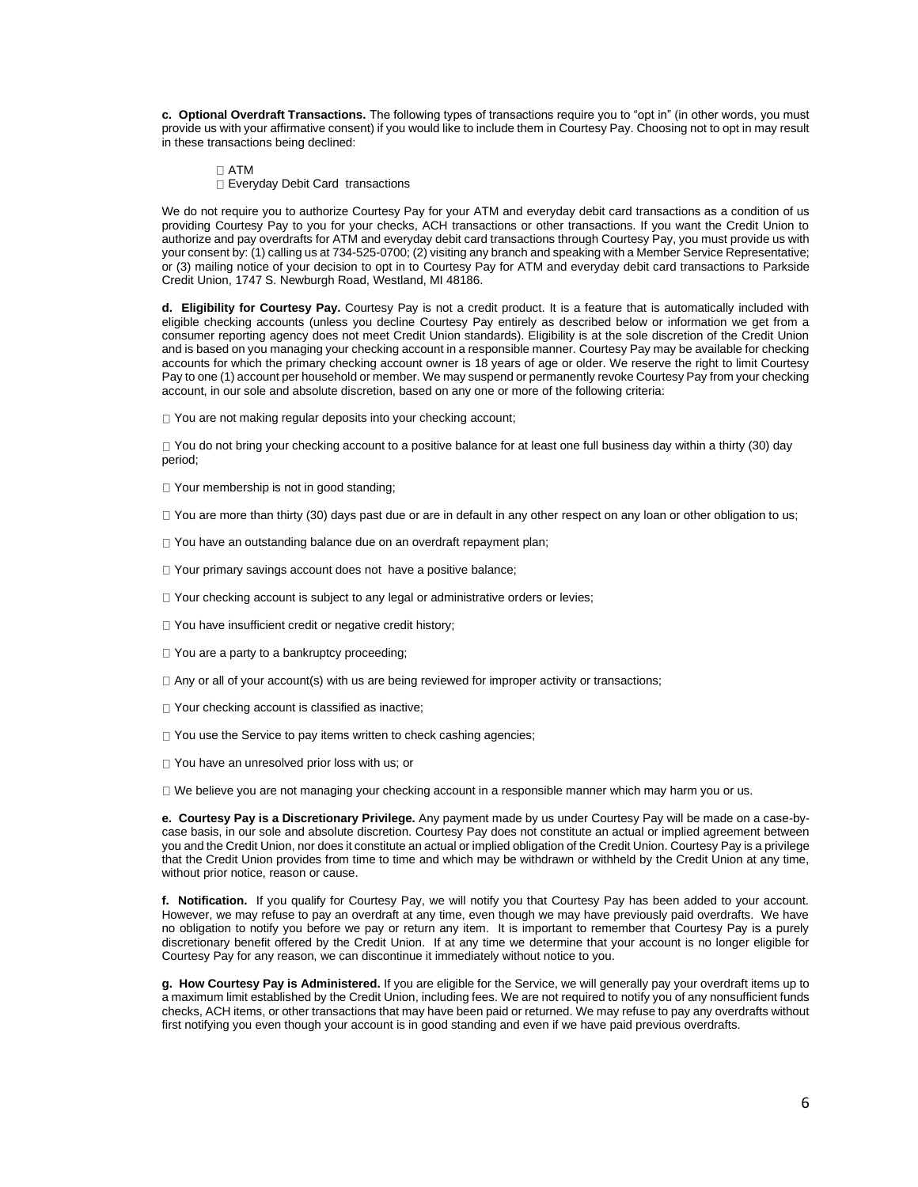**c. Optional Overdraft Transactions.** The following types of transactions require you to "opt in" (in other words, you must provide us with your affirmative consent) if you would like to include them in Courtesy Pay. Choosing not to opt in may result in these transactions being declined:

- ATM
- Everyday Debit Card transactions

We do not require you to authorize Courtesy Pay for your ATM and everyday debit card transactions as a condition of us providing Courtesy Pay to you for your checks, ACH transactions or other transactions. If you want the Credit Union to authorize and pay overdrafts for ATM and everyday debit card transactions through Courtesy Pay, you must provide us with your consent by: (1) calling us at 734-525-0700; (2) visiting any branch and speaking with a Member Service Representative; or (3) mailing notice of your decision to opt in to Courtesy Pay for ATM and everyday debit card transactions to Parkside Credit Union, 1747 S. Newburgh Road, Westland, MI 48186.

**d. Eligibility for Courtesy Pay.** Courtesy Pay is not a credit product. It is a feature that is automatically included with eligible checking accounts (unless you decline Courtesy Pay entirely as described below or information we get from a consumer reporting agency does not meet Credit Union standards). Eligibility is at the sole discretion of the Credit Union and is based on you managing your checking account in a responsible manner. Courtesy Pay may be available for checking accounts for which the primary checking account owner is 18 years of age or older. We reserve the right to limit Courtesy Pay to one (1) account per household or member. We may suspend or permanently revoke Courtesy Pay from your checking account, in our sole and absolute discretion, based on any one or more of the following criteria:

- You are not making regular deposits into your checking account;
- You do not bring your checking account to a positive balance for at least one full business day within a thirty (30) day period;
- Your membership is not in good standing;
- You are more than thirty (30) days past due or are in default in any other respect on any loan or other obligation to us;
- You have an outstanding balance due on an overdraft repayment plan;
- Your primary savings account does not have a positive balance;
- Your checking account is subject to any legal or administrative orders or levies;
- You have insufficient credit or negative credit history;
- You are a party to a bankruptcy proceeding;
- Any or all of your account(s) with us are being reviewed for improper activity or transactions;
- Your checking account is classified as inactive;
- You use the Service to pay items written to check cashing agencies;
- You have an unresolved prior loss with us; or
- We believe you are not managing your checking account in a responsible manner which may harm you or us.

**e. Courtesy Pay is a Discretionary Privilege.** Any payment made by us under Courtesy Pay will be made on a case-by-case basis, in our sole and absolute discretion. Courtesy Pay does not constitute an actual or implied agreement between you and the Credit Union, nor does it constitute an actual or implied obligation of the Credit Union. Courtesy Pay is a privilege that the Credit Union provides from time to time and which may be withdrawn or withheld by the Credit Union at any time, without prior notice, reason or cause.

**f. Notification.** If you qualify for Courtesy Pay, we will notify you that Courtesy Pay has been added to your account. However, we may refuse to pay an overdraft at any time, even though we may have previously paid overdrafts. We have no obligation to notify you before we pay or return any item. It is important to remember that Courtesy Pay is a purely discretionary benefit offered by the Credit Union. If at any time we determine that your account is no longer eligible for Courtesy Pay for any reason, we can discontinue it immediately without notice to you.

**g. How Courtesy Pay is Administered.** If you are eligible for the Service, we will generally pay your overdraft items up to a maximum limit established by the Credit Union, including fees. We are not required to notify you of any nonsufficient funds checks, ACH items, or other transactions that may have been paid or returned. We may refuse to pay any overdrafts without first notifying you even though your account is in good standing and even if we have paid previous overdrafts.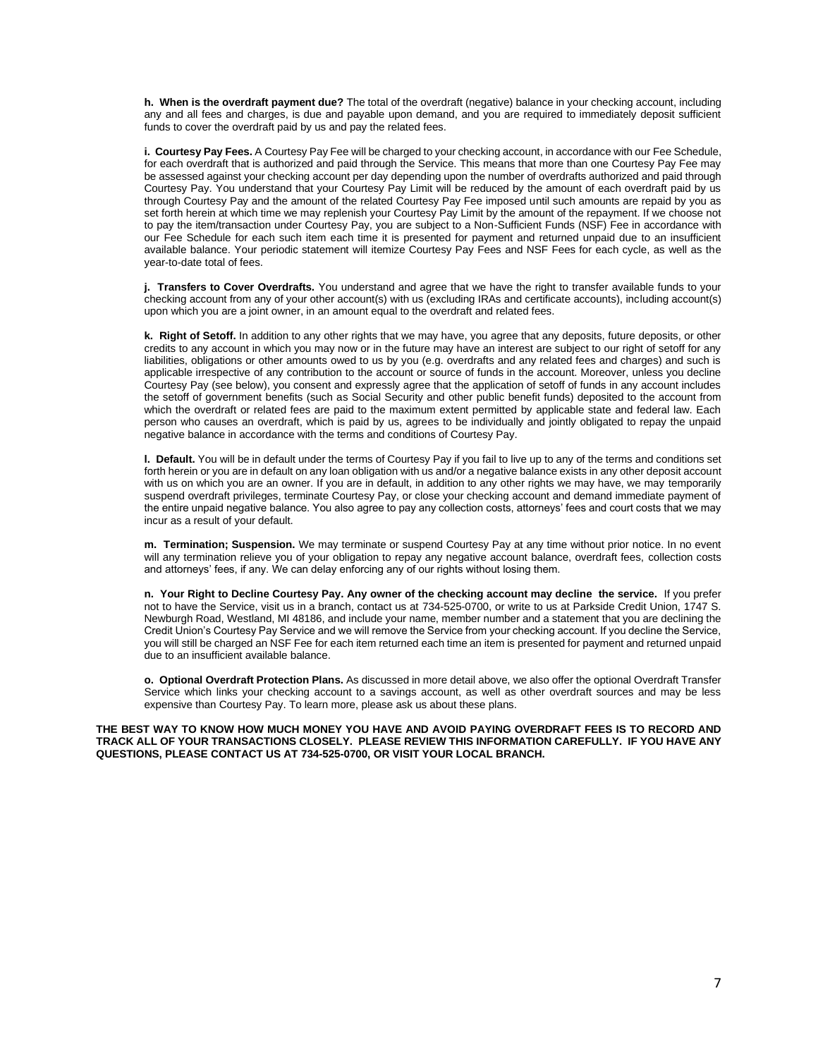**h. When is the overdraft payment due?** The total of the overdraft (negative) balance in your checking account, including any and all fees and charges, is due and payable upon demand, and you are required to immediately deposit sufficient funds to cover the overdraft paid by us and pay the related fees.

**i. Courtesy Pay Fees.** A Courtesy Pay Fee will be charged to your checking account, in accordance with our Fee Schedule, for each overdraft that is authorized and paid through the Service. This means that more than one Courtesy Pay Fee may be assessed against your checking account per day depending upon the number of overdrafts authorized and paid through Courtesy Pay. You understand that your Courtesy Pay Limit will be reduced by the amount of each overdraft paid by us through Courtesy Pay and the amount of the related Courtesy Pay Fee imposed until such amounts are repaid by you as set forth herein at which time we may replenish your Courtesy Pay Limit by the amount of the repayment. If we choose not to pay the item/transaction under Courtesy Pay, you are subject to a Non-Sufficient Funds (NSF) Fee in accordance with our Fee Schedule for each such item each time it is presented for payment and returned unpaid due to an insufficient available balance. Your periodic statement will itemize Courtesy Pay Fees and NSF Fees for each cycle, as well as the year-to-date total of fees.

**j. Transfers to Cover Overdrafts.** You understand and agree that we have the right to transfer available funds to your checking account from any of your other account(s) with us (excluding IRAs and certificate accounts), including account(s) upon which you are a joint owner, in an amount equal to the overdraft and related fees.

**k. Right of Setoff.** In addition to any other rights that we may have, you agree that any deposits, future deposits, or other credits to any account in which you may now or in the future may have an interest are subject to our right of setoff for any liabilities, obligations or other amounts owed to us by you (e.g. overdrafts and any related fees and charges) and such is applicable irrespective of any contribution to the account or source of funds in the account. Moreover, unless you decline Courtesy Pay (see below), you consent and expressly agree that the application of setoff of funds in any account includes the setoff of government benefits (such as Social Security and other public benefit funds) deposited to the account from which the overdraft or related fees are paid to the maximum extent permitted by applicable state and federal law. Each person who causes an overdraft, which is paid by us, agrees to be individually and jointly obligated to repay the unpaid negative balance in accordance with the terms and conditions of Courtesy Pay.

**l. Default.** You will be in default under the terms of Courtesy Pay if you fail to live up to any of the terms and conditions set forth herein or you are in default on any loan obligation with us and/or a negative balance exists in any other deposit account with us on which you are an owner. If you are in default, in addition to any other rights we may have, we may temporarily suspend overdraft privileges, terminate Courtesy Pay, or close your checking account and demand immediate payment of the entire unpaid negative balance. You also agree to pay any collection costs, attorneys' fees and court costs that we may incur as a result of your default.

**m. Termination; Suspension.** We may terminate or suspend Courtesy Pay at any time without prior notice. In no event will any termination relieve you of your obligation to repay any negative account balance, overdraft fees, collection costs and attorneys' fees, if any. We can delay enforcing any of our rights without losing them.

**n. Your Right to Decline Courtesy Pay. Any owner of the checking account may decline the service.** If you prefer not to have the Service, visit us in a branch, contact us at 734-525-0700, or write to us at Parkside Credit Union, 1747 S. Newburgh Road, Westland, MI 48186, and include your name, member number and a statement that you are declining the Credit Union's Courtesy Pay Service and we will remove the Service from your checking account. If you decline the Service, you will still be charged an NSF Fee for each item returned each time an item is presented for payment and returned unpaid due to an insufficient available balance.

**o. Optional Overdraft Protection Plans.** As discussed in more detail above, we also offer the optional Overdraft Transfer Service which links your checking account to a savings account, as well as other overdraft sources and may be less expensive than Courtesy Pay. To learn more, please ask us about these plans.

**THE BEST WAY TO KNOW HOW MUCH MONEY YOU HAVE AND AVOID PAYING OVERDRAFT FEES IS TO RECORD AND TRACK ALL OF YOUR TRANSACTIONS CLOSELY. PLEASE REVIEW THIS INFORMATION CAREFULLY. IF YOU HAVE ANY QUESTIONS, PLEASE CONTACT US AT 734-525-0700, OR VISIT YOUR LOCAL BRANCH.**